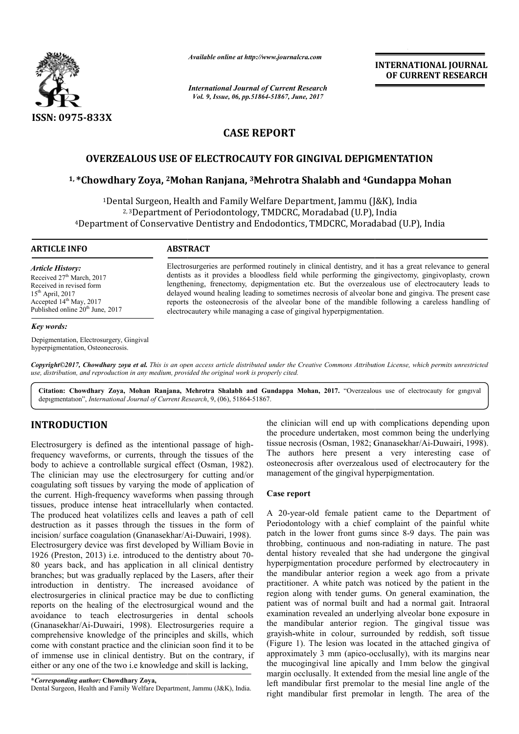ISSN: 0975-833X

*Available online at http://www.journalcra.com*

*International Journal of Current Research*
*Vol. 9, Issue, 06, pp.51864-51867, June, 2017*

**INTERNATIONAL JOURNAL OF CURRENT RESEARCH**

# CASE REPORT

## OVERZEALOUS USE OF ELECTROCAUTY FOR GINGIVAL DEPIGMENTATION

**[1,]*Chowdhary Zoya, [2]Mohan Ranjana, [3]Mehrotra Shalabh and [4]Gundappa Mohan**

[1]Dental Surgeon, Health and Family Welfare Department, Jammu (J&K), India
[2, 3]Department of Periodontology, TMDCRC, Moradabad (U.P), India
[4]Department of Conservative Dentistry and Endodontics, TMDCRC, Moradabad (U.P), India

**ARTICLE INFO**

*Article History:*
Received 27[th] March, 2017
Received in revised form
15[th] April, 2017
Accepted 14[th] May, 2017
Published online 20[th] June, 2017

*Key words:*

Depigmentation, Electrosurgery, Gingival hyperpigmentation, Osteonecrosis.

**ABSTRACT**

Electrosurgeries are performed routinely in clinical dentistry, and it has a great relevance to general dentists as it provides a bloodless field while performing the gingivectomy, gingivoplasty, crown lengthening, frenectomy, depigmentation etc. But the overzealous use of electrocautery leads to delayed wound healing leading to sometimes necrosis of alveolar bone and gingiva. The present case reports the osteonecrosis of the alveolar bone of the mandible following a careless handling of electrocautery while managing a case of gingival hyperpigmentation.

*Copyright©2017, Chowdhary zoya et al. This is an open access article distributed under the Creative Commons Attribution License, which permits unrestricted use, distribution, and reproduction in any medium, provided the original work is properly cited.*

**Citation: Chowdhary Zoya, Mohan Ranjana, Mehrotra Shalabh and Gundappa Mohan, 2017.** "Overzealous use of electrocauty for gıngıval depıgmentatıon", *International Journal of Current Research*, 9, (06), 51864-51867.

## INTRODUCTION

Electrosurgery is defined as the intentional passage of high-frequency waveforms, or currents, through the tissues of the body to achieve a controllable surgical effect (Osman, 1982). The clinician may use the electrosurgery for cutting and/or coagulating soft tissues by varying the mode of application of the current. High-frequency waveforms when passing through tissues, produce intense heat intracellularly when contacted. The produced heat volatilizes cells and leaves a path of cell destruction as it passes through the tissues in the form of incision/ surface coagulation (Gnanasekhar/Ai-Duwairi, 1998). Electrosurgery device was first developed by William Bovie in 1926 (Preston, 2013) i.e. introduced to the dentistry about 70-80 years back, and has application in all clinical dentistry branches; but was gradually replaced by the Lasers, after their introduction in dentistry. The increased avoidance of electrosurgeries in clinical practice may be due to conflicting reports on the healing of the electrosurgical wound and the avoidance to teach electrosurgeries in dental schools (Gnanasekhar/Ai-Duwairi, 1998). Electrosurgeries require a comprehensive knowledge of the principles and skills, which come with constant practice and the clinician soon find it to be of immense use in clinical dentistry. But on the contrary, if either or any one of the two i.e knowledge and skill is lacking, the clinician will end up with complications depending upon the procedure undertaken, most common being the underlying tissue necrosis (Osman, 1982; Gnanasekhar/Ai-Duwairi, 1998). The authors here present a very interesting case of osteonecrosis after overzealous used of electrocautery for the management of the gingival hyperpigmentation.

### Case report

A 20-year-old female patient came to the Department of Periodontology with a chief complaint of the painful white patch in the lower front gums since 8-9 days. The pain was throbbing, continuous and non-radiating in nature. The past dental history revealed that she had undergone the gingival hyperpigmentation procedure performed by electrocautery in the mandibular anterior region a week ago from a private practitioner. A white patch was noticed by the patient in the region along with tender gums. On general examination, the patient was of normal built and had a normal gait. Intraoral examination revealed an underlying alveolar bone exposure in the mandibular anterior region. The gingival tissue was grayish-white in colour, surrounded by reddish, soft tissue (Figure 1). The lesion was located in the attached gingiva of approximately 3 mm (apico-occlusally), with its margins near the mucogingival line apically and 1mm below the gingival margin occlusally. It extended from the mesial line angle of the left mandibular first premolar to the mesial line angle of the right mandibular first premolar in length. The area of the

***Corresponding author:* Chowdhary Zoya,**
Dental Surgeon, Health and Family Welfare Department, Jammu (J&K), India.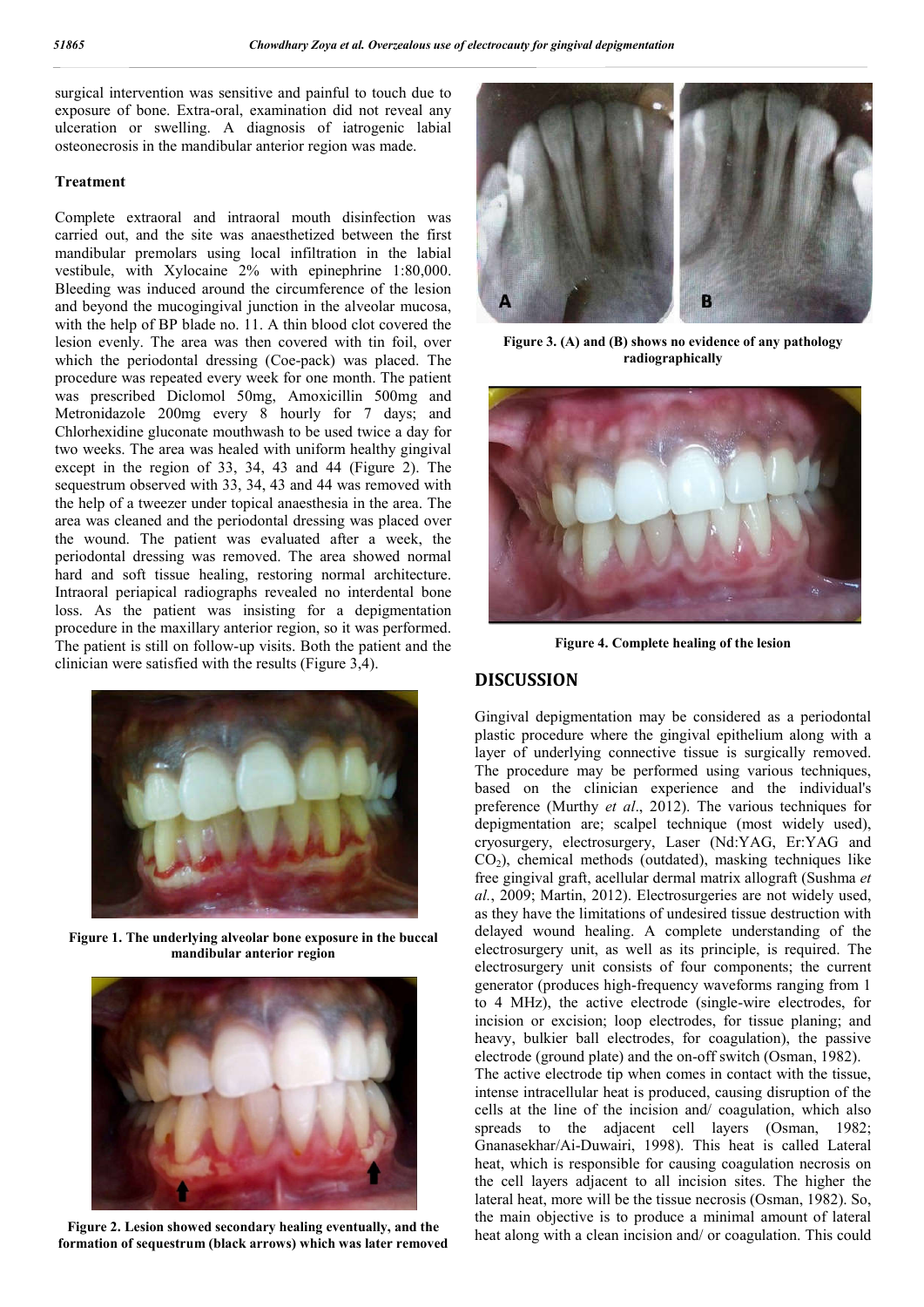surgical intervention was sensitive and painful to touch due to exposure of bone. Extra-oral, examination did not reveal any ulceration or swelling. A diagnosis of iatrogenic labial osteonecrosis in the mandibular anterior region was made.

### Treatment

Complete extraoral and intraoral mouth disinfection was carried out, and the site was anaesthetized between the first mandibular premolars using local infiltration in the labial vestibule, with Xylocaine 2% with epinephrine 1:80,000. Bleeding was induced around the circumference of the lesion and beyond the mucogingival junction in the alveolar mucosa, with the help of BP blade no. 11. A thin blood clot covered the lesion evenly. The area was then covered with tin foil, over which the periodontal dressing (Coe-pack) was placed. The procedure was repeated every week for one month. The patient was prescribed Diclomol 50mg, Amoxicillin 500mg and Metronidazole 200mg every 8 hourly for 7 days; and Chlorhexidine gluconate mouthwash to be used twice a day for two weeks. The area was healed with uniform healthy gingival except in the region of 33, 34, 43 and 44 (Figure 2). The sequestrum observed with 33, 34, 43 and 44 was removed with the help of a tweezer under topical anaesthesia in the area. The area was cleaned and the periodontal dressing was placed over the wound. The patient was evaluated after a week, the periodontal dressing was removed. The area showed normal hard and soft tissue healing, restoring normal architecture. Intraoral periapical radiographs revealed no interdental bone loss. As the patient was insisting for a depigmentation procedure in the maxillary anterior region, so it was performed. The patient is still on follow-up visits. Both the patient and the clinician were satisfied with the results (Figure 3,4).

**Figure 1. The underlying alveolar bone exposure in the buccal mandibular anterior region**

**Figure 2. Lesion showed secondary healing eventually, and the formation of sequestrum (black arrows) which was later removed**

A B

**Figure 3. (A) and (B) shows no evidence of any pathology radiographically**

**Figure 4. Complete healing of the lesion**

## DISCUSSION

Gingival depigmentation may be considered as a periodontal plastic procedure where the gingival epithelium along with a layer of underlying connective tissue is surgically removed. The procedure may be performed using various techniques, based on the clinician experience and the individual's preference (Murthy *et al*., 2012). The various techniques for depigmentation are; scalpel technique (most widely used), cryosurgery, electrosurgery, Laser (Nd:YAG, Er:YAG and $CO_2$), chemical methods (outdated), masking techniques like free gingival graft, acellular dermal matrix allograft (Sushma *et al.*, 2009; Martin, 2012). Electrosurgeries are not widely used, as they have the limitations of undesired tissue destruction with delayed wound healing. A complete understanding of the electrosurgery unit, as well as its principle, is required. The electrosurgery unit consists of four components; the current generator (produces high-frequency waveforms ranging from 1 to 4 MHz), the active electrode (single-wire electrodes, for incision or excision; loop electrodes, for tissue planing; and heavy, bulkier ball electrodes, for coagulation), the passive electrode (ground plate) and the on-off switch (Osman, 1982).

The active electrode tip when comes in contact with the tissue, intense intracellular heat is produced, causing disruption of the cells at the line of the incision and/ coagulation, which also spreads to the adjacent cell layers (Osman, 1982; Gnanasekhar/Ai-Duwairi, 1998). This heat is called Lateral heat, which is responsible for causing coagulation necrosis on the cell layers adjacent to all incision sites. The higher the lateral heat, more will be the tissue necrosis (Osman, 1982). So, the main objective is to produce a minimal amount of lateral heat along with a clean incision and/ or coagulation. This could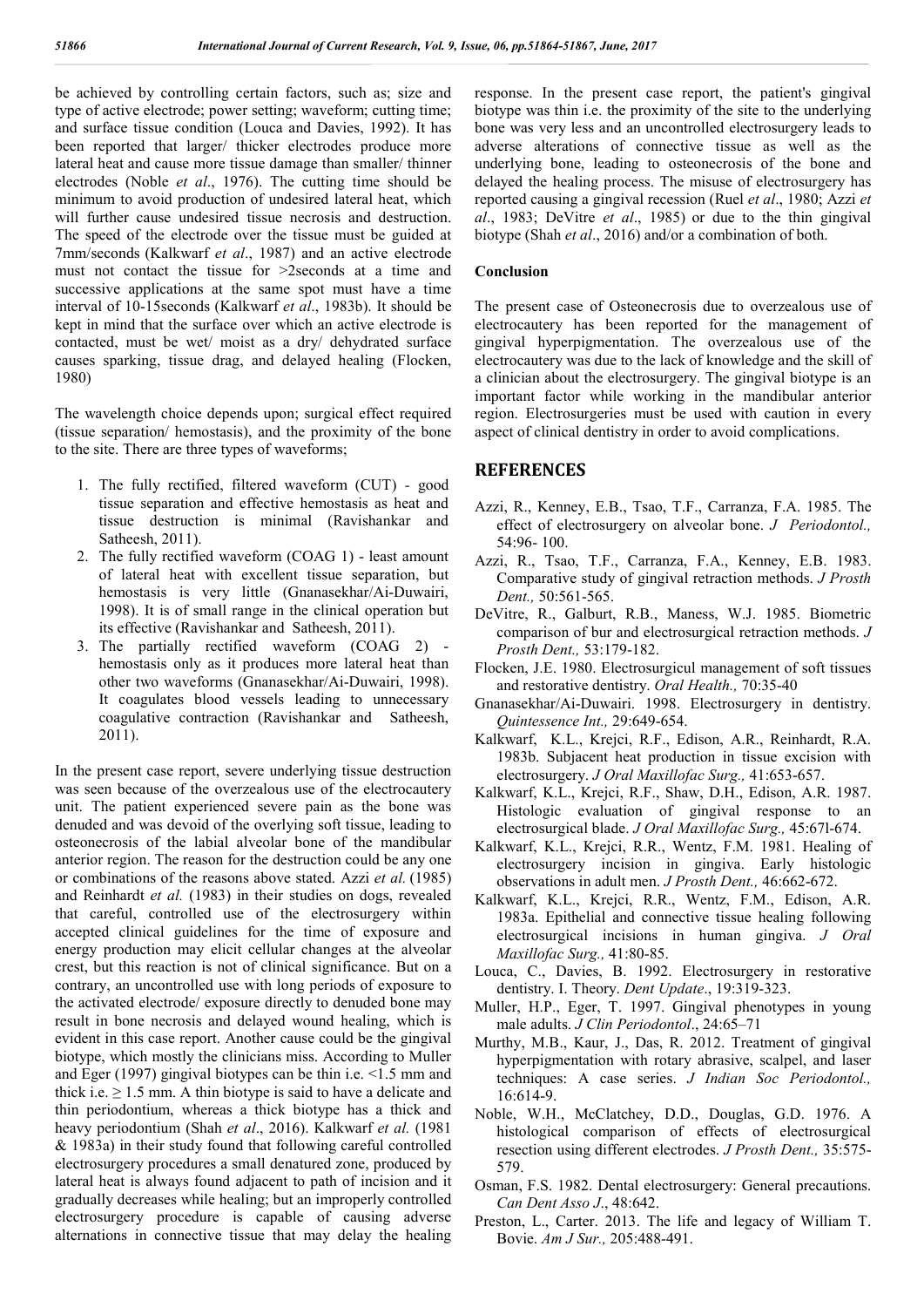be achieved by controlling certain factors, such as; size and type of active electrode; power setting; waveform; cutting time; and surface tissue condition (Louca and Davies, 1992). It has been reported that larger/ thicker electrodes produce more lateral heat and cause more tissue damage than smaller/ thinner electrodes (Noble *et al*., 1976). The cutting time should be minimum to avoid production of undesired lateral heat, which will further cause undesired tissue necrosis and destruction. The speed of the electrode over the tissue must be guided at 7mm/seconds (Kalkwarf *et al*., 1987) and an active electrode must not contact the tissue for >2seconds at a time and successive applications at the same spot must have a time interval of 10-15seconds (Kalkwarf *et al*., 1983b). It should be kept in mind that the surface over which an active electrode is contacted, must be wet/ moist as a dry/ dehydrated surface causes sparking, tissue drag, and delayed healing (Flocken, 1980)

The wavelength choice depends upon; surgical effect required (tissue separation/ hemostasis), and the proximity of the bone to the site. There are three types of waveforms;

1. The fully rectified, filtered waveform (CUT) - good tissue separation and effective hemostasis as heat and tissue destruction is minimal (Ravishankar and Satheesh, 2011).
2. The fully rectified waveform (COAG 1) - least amount of lateral heat with excellent tissue separation, but hemostasis is very little (Gnanasekhar/Ai-Duwairi, 1998). It is of small range in the clinical operation but its effective (Ravishankar and Satheesh, 2011).
3. The partially rectified waveform (COAG 2) - hemostasis only as it produces more lateral heat than other two waveforms (Gnanasekhar/Ai-Duwairi, 1998). It coagulates blood vessels leading to unnecessary coagulative contraction (Ravishankar and Satheesh, 2011).

In the present case report, severe underlying tissue destruction was seen because of the overzealous use of the electrocautery unit. The patient experienced severe pain as the bone was denuded and was devoid of the overlying soft tissue, leading to osteonecrosis of the labial alveolar bone of the mandibular anterior region. The reason for the destruction could be any one or combinations of the reasons above stated. Azzi *et al.* (1985) and Reinhardt *et al.* (1983) in their studies on dogs, revealed that careful, controlled use of the electrosurgery within accepted clinical guidelines for the time of exposure and energy production may elicit cellular changes at the alveolar crest, but this reaction is not of clinical significance. But on a contrary, an uncontrolled use with long periods of exposure to the activated electrode/ exposure directly to denuded bone may result in bone necrosis and delayed wound healing, which is evident in this case report. Another cause could be the gingival biotype, which mostly the clinicians miss. According to Muller and Eger (1997) gingival biotypes can be thin i.e. <1.5 mm and thick i.e. ≥ 1.5 mm. A thin biotype is said to have a delicate and thin periodontium, whereas a thick biotype has a thick and heavy periodontium (Shah *et al*., 2016). Kalkwarf *et al.* (1981 & 1983a) in their study found that following careful controlled electrosurgery procedures a small denatured zone, produced by lateral heat is always found adjacent to path of incision and it gradually decreases while healing; but an improperly controlled electrosurgery procedure is capable of causing adverse alternations in connective tissue that may delay the healing response. In the present case report, the patient's gingival biotype was thin i.e. the proximity of the site to the underlying bone was very less and an uncontrolled electrosurgery leads to adverse alterations of connective tissue as well as the underlying bone, leading to osteonecrosis of the bone and delayed the healing process. The misuse of electrosurgery has reported causing a gingival recession (Ruel *et al*., 1980; Azzi *et al*., 1983; DeVitre *et al*., 1985) or due to the thin gingival biotype (Shah *et al*., 2016) and/or a combination of both.

## Conclusion

The present case of Osteonecrosis due to overzealous use of electrocautery has been reported for the management of gingival hyperpigmentation. The overzealous use of the electrocautery was due to the lack of knowledge and the skill of a clinician about the electrosurgery. The gingival biotype is an important factor while working in the mandibular anterior region. Electrosurgeries must be used with caution in every aspect of clinical dentistry in order to avoid complications.

## REFERENCES

Azzi, R., Kenney, E.B., Tsao, T.F., Carranza, F.A. 1985. The effect of electrosurgery on alveolar bone. *J Periodontol.,* 54:96- 100.

Azzi, R., Tsao, T.F., Carranza, F.A., Kenney, E.B. 1983. Comparative study of gingival retraction methods. *J Prosth Dent.,* 50:561-565.

DeVitre, R., Galburt, R.B., Maness, W.J. 1985. Biometric comparison of bur and electrosurgical retraction methods. *J Prosth Dent.,* 53:179-182.

Flocken, J.E. 1980. Electrosurgicul management of soft tissues and restorative dentistry. *Oral Health.,* 70:35-40

Gnanasekhar/Ai-Duwairi. 1998. Electrosurgery in dentistry. *Quintessence Int.,* 29:649-654.

Kalkwarf, K.L., Krejci, R.F., Edison, A.R., Reinhardt, R.A. 1983b. Subjacent heat production in tissue excision with electrosurgery. *J Oral Maxillofac Surg.,* 41:653-657.

Kalkwarf, K.L., Krejci, R.F., Shaw, D.H., Edison, A.R. 1987. Histologic evaluation of gingival response to an electrosurgical blade. *J Oral Maxillofac Surg.,* 45:67l-674.

Kalkwarf, K.L., Krejci, R.R., Wentz, F.M. 1981. Healing of electrosurgery incision in gingiva. Early histologic observations in adult men. *J Prosth Dent.,* 46:662-672.

Kalkwarf, K.L., Krejci, R.R., Wentz, F.M., Edison, A.R. 1983a. Epithelial and connective tissue healing following electrosurgical incisions in human gingiva. *J Oral Maxillofac Surg.,* 41:80-85.

Louca, C., Davies, B. 1992. Electrosurgery in restorative dentistry. I. Theory. *Dent Update*., 19:319-323.

Muller, H.P., Eger, T. 1997. Gingival phenotypes in young male adults. *J Clin Periodontol*., 24:65–71

Murthy, M.B., Kaur, J., Das, R. 2012. Treatment of gingival hyperpigmentation with rotary abrasive, scalpel, and laser techniques: A case series. *J Indian Soc Periodontol.,* 16:614-9.

Noble, W.H., McClatchey, D.D., Douglas, G.D. 1976. A histological comparison of effects of electrosurgical resection using different electrodes. *J Prosth Dent.,* 35:575-579.

Osman, F.S. 1982. Dental electrosurgery: General precautions. *Can Dent Asso J*., 48:642.

Preston, L., Carter. 2013. The life and legacy of William T. Bovie. *Am J Sur.,* 205:488-491.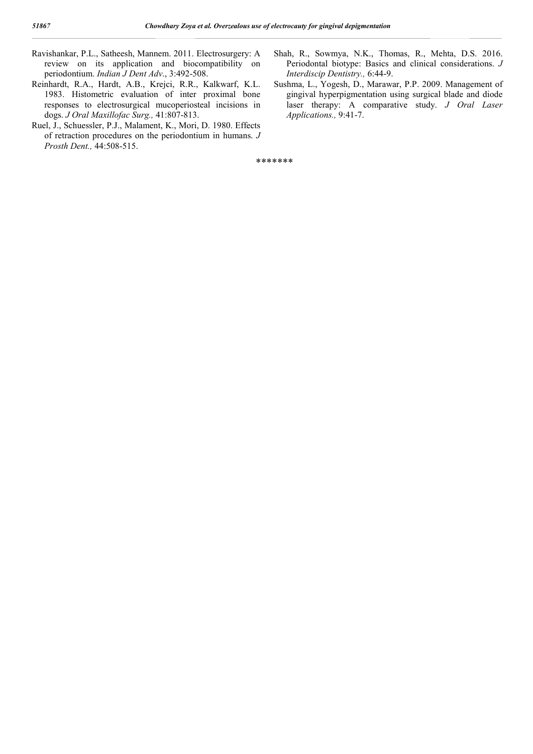Ravishankar, P.L., Satheesh, Mannem. 2011. Electrosurgery: A review on its application and biocompatibility on periodontium. *Indian J Dent Adv*., 3:492-508.

Reinhardt, R.A., Hardt, A.B., Krejci, R.R., Kalkwarf, K.L. 1983. Histometric evaluation of inter proximal bone responses to electrosurgical mucoperiosteal incisions in dogs. *J Oral Maxillofac Surg.,* 41:807-813.

Ruel, J., Schuessler, P.J., Malament, K., Mori, D. 1980. Effects of retraction procedures on the periodontium in humans. *J Prosth Dent.,* 44:508-515.

Shah, R., Sowmya, N.K., Thomas, R., Mehta, D.S. 2016. Periodontal biotype: Basics and clinical considerations. *J Interdiscip Dentistry.,* 6:44-9.

Sushma, L., Yogesh, D., Marawar, P.P. 2009. Management of gingival hyperpigmentation using surgical blade and diode laser therapy: A comparative study. *J Oral Laser Applications.,* 9:41-7.

*******